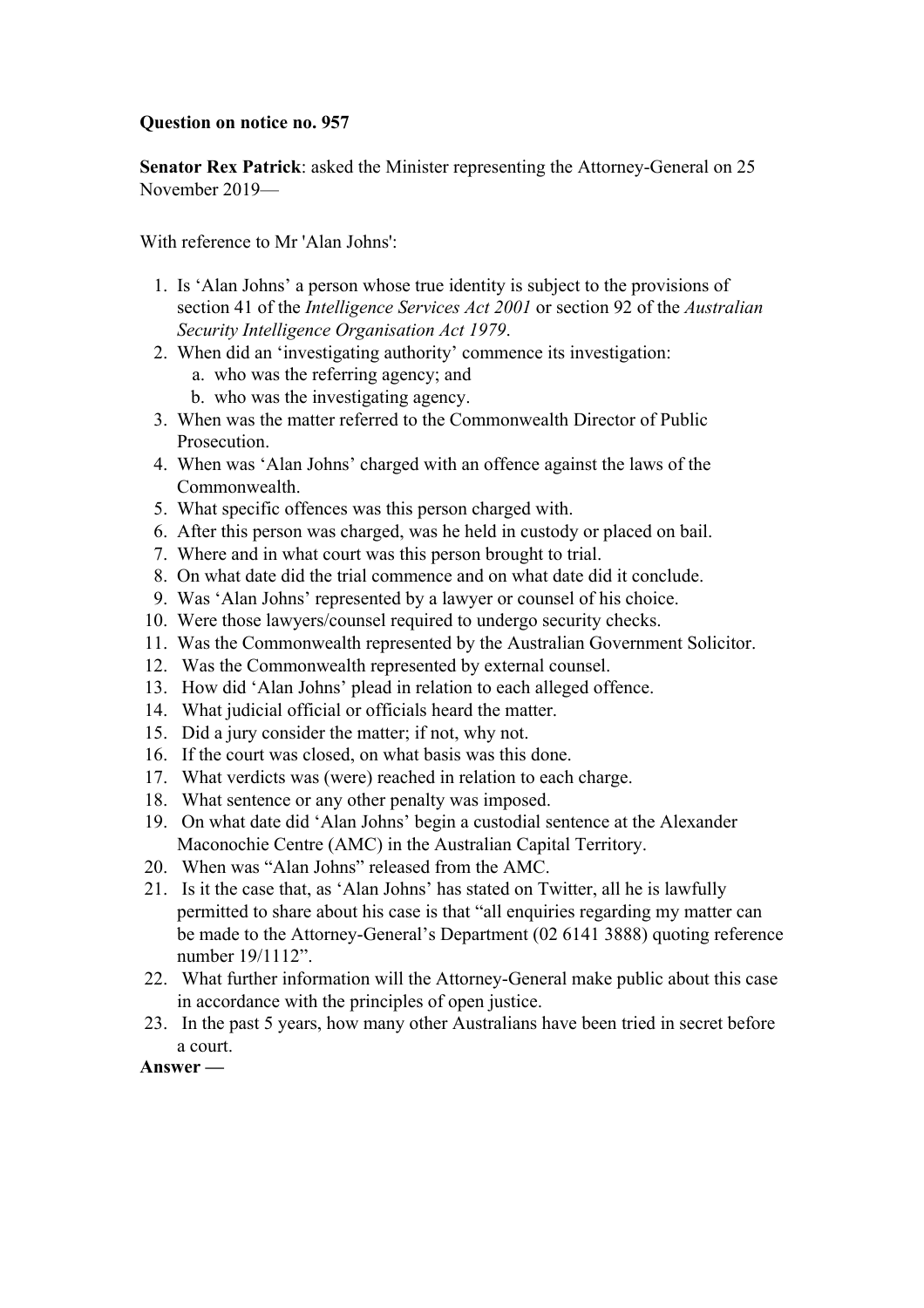**Question on notice no. 957**

**Senator Rex Patrick**: asked the Minister representing the Attorney-General on 25 November 2019—

With reference to Mr 'Alan Johns':

1. Is 'Alan Johns' a person whose true identity is subject to the provisions of section 41 of the *Intelligence Services Act 2001* or section 92 of the *Australian Security Intelligence Organisation Act 1979*.
2. When did an 'investigating authority' commence its investigation:
   a. who was the referring agency; and
   b. who was the investigating agency.
3. When was the matter referred to the Commonwealth Director of Public Prosecution.
4. When was 'Alan Johns' charged with an offence against the laws of the Commonwealth.
5. What specific offences was this person charged with.
6. After this person was charged, was he held in custody or placed on bail.
7. Where and in what court was this person brought to trial.
8. On what date did the trial commence and on what date did it conclude.
9. Was 'Alan Johns' represented by a lawyer or counsel of his choice.
10. Were those lawyers/counsel required to undergo security checks.
11. Was the Commonwealth represented by the Australian Government Solicitor.
12. Was the Commonwealth represented by external counsel.
13. How did 'Alan Johns' plead in relation to each alleged offence.
14. What judicial official or officials heard the matter.
15. Did a jury consider the matter; if not, why not.
16. If the court was closed, on what basis was this done.
17. What verdicts was (were) reached in relation to each charge.
18. What sentence or any other penalty was imposed.
19. On what date did 'Alan Johns' begin a custodial sentence at the Alexander Maconochie Centre (AMC) in the Australian Capital Territory.
20. When was "Alan Johns" released from the AMC.
21. Is it the case that, as 'Alan Johns' has stated on Twitter, all he is lawfully permitted to share about his case is that "all enquiries regarding my matter can be made to the Attorney-General's Department (02 6141 3888) quoting reference number 19/1112".
22. What further information will the Attorney-General make public about this case in accordance with the principles of open justice.
23. In the past 5 years, how many other Australians have been tried in secret before a court.

**Answer —**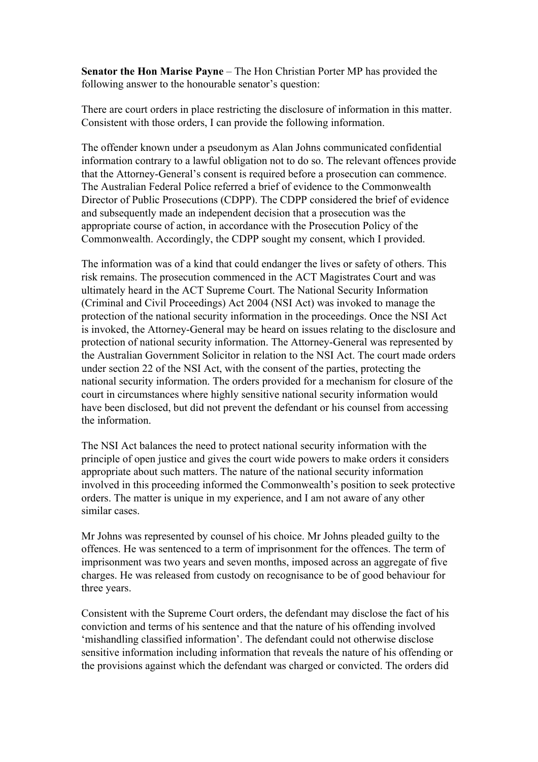**Senator the Hon Marise Payne** – The Hon Christian Porter MP has provided the following answer to the honourable senator's question:

There are court orders in place restricting the disclosure of information in this matter. Consistent with those orders, I can provide the following information.

The offender known under a pseudonym as Alan Johns communicated confidential information contrary to a lawful obligation not to do so. The relevant offences provide that the Attorney-General's consent is required before a prosecution can commence. The Australian Federal Police referred a brief of evidence to the Commonwealth Director of Public Prosecutions (CDPP). The CDPP considered the brief of evidence and subsequently made an independent decision that a prosecution was the appropriate course of action, in accordance with the Prosecution Policy of the Commonwealth. Accordingly, the CDPP sought my consent, which I provided.

The information was of a kind that could endanger the lives or safety of others. This risk remains. The prosecution commenced in the ACT Magistrates Court and was ultimately heard in the ACT Supreme Court. The National Security Information (Criminal and Civil Proceedings) Act 2004 (NSI Act) was invoked to manage the protection of the national security information in the proceedings. Once the NSI Act is invoked, the Attorney-General may be heard on issues relating to the disclosure and protection of national security information. The Attorney-General was represented by the Australian Government Solicitor in relation to the NSI Act. The court made orders under section 22 of the NSI Act, with the consent of the parties, protecting the national security information. The orders provided for a mechanism for closure of the court in circumstances where highly sensitive national security information would have been disclosed, but did not prevent the defendant or his counsel from accessing the information.

The NSI Act balances the need to protect national security information with the principle of open justice and gives the court wide powers to make orders it considers appropriate about such matters. The nature of the national security information involved in this proceeding informed the Commonwealth's position to seek protective orders. The matter is unique in my experience, and I am not aware of any other similar cases.

Mr Johns was represented by counsel of his choice. Mr Johns pleaded guilty to the offences. He was sentenced to a term of imprisonment for the offences. The term of imprisonment was two years and seven months, imposed across an aggregate of five charges. He was released from custody on recognisance to be of good behaviour for three years.

Consistent with the Supreme Court orders, the defendant may disclose the fact of his conviction and terms of his sentence and that the nature of his offending involved 'mishandling classified information'. The defendant could not otherwise disclose sensitive information including information that reveals the nature of his offending or the provisions against which the defendant was charged or convicted. The orders did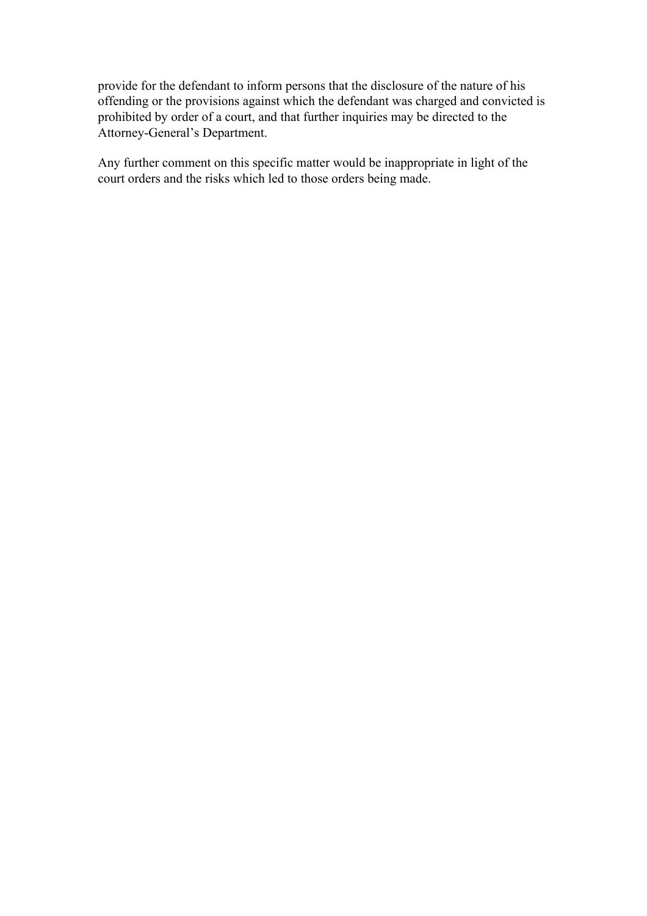provide for the defendant to inform persons that the disclosure of the nature of his offending or the provisions against which the defendant was charged and convicted is prohibited by order of a court, and that further inquiries may be directed to the Attorney-General's Department.

Any further comment on this specific matter would be inappropriate in light of the court orders and the risks which led to those orders being made.